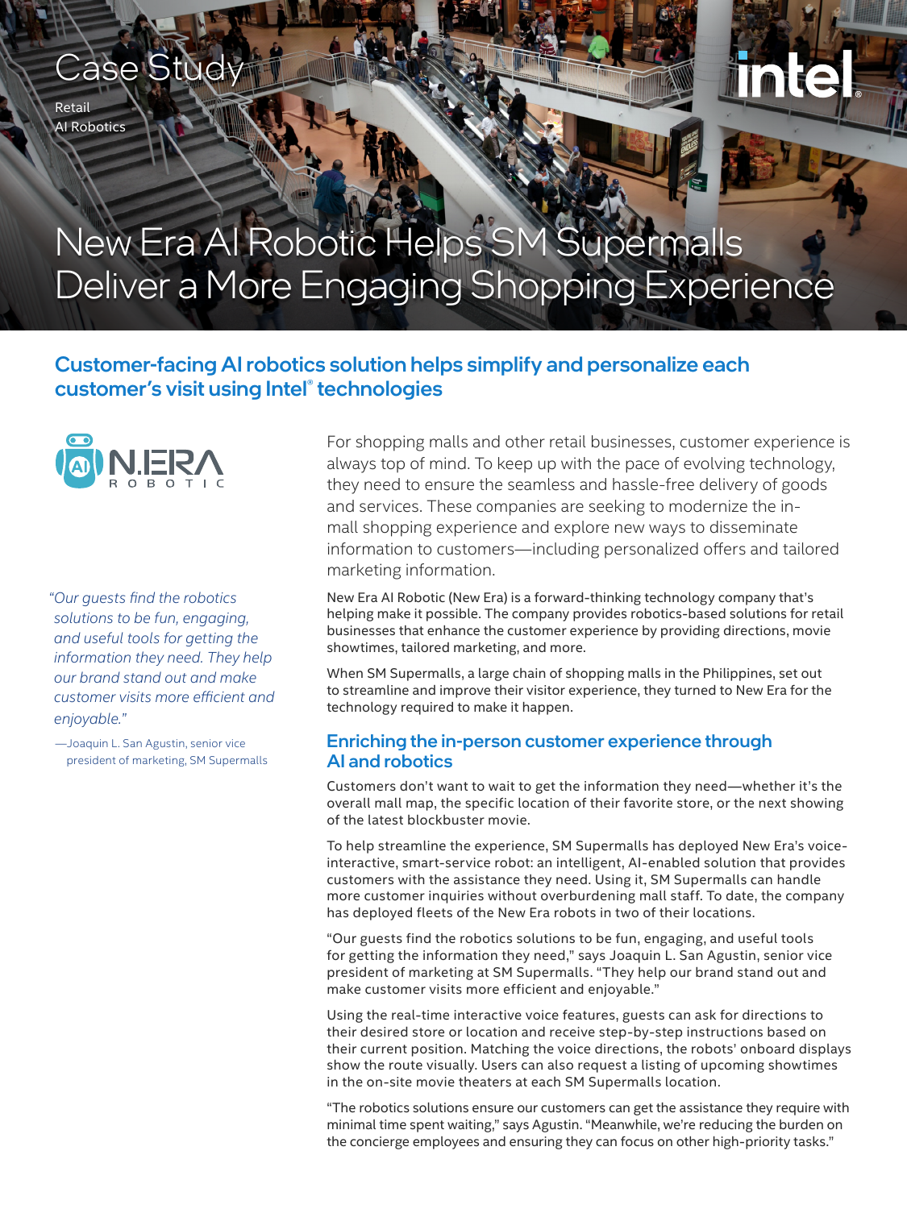Case Study

Retail
AI Robotics

# New Era AI Robotic Helps SM Supermalls Deliver a More Engaging Shopping Experience

## Customer-facing AI robotics solution helps simplify and personalize each customer's visit using Intel® technologies

*"Our guests find the robotics solutions to be fun, engaging, and useful tools for getting the information they need. They help our brand stand out and make customer visits more efficient and enjoyable."*

—Joaquin L. San Agustin, senior vice president of marketing, SM Supermalls

For shopping malls and other retail businesses, customer experience is always top of mind. To keep up with the pace of evolving technology, they need to ensure the seamless and hassle-free delivery of goods and services. These companies are seeking to modernize the in-mall shopping experience and explore new ways to disseminate information to customers—including personalized offers and tailored marketing information.

New Era AI Robotic (New Era) is a forward-thinking technology company that's helping make it possible. The company provides robotics-based solutions for retail businesses that enhance the customer experience by providing directions, movie showtimes, tailored marketing, and more.

When SM Supermalls, a large chain of shopping malls in the Philippines, set out to streamline and improve their visitor experience, they turned to New Era for the technology required to make it happen.

### Enriching the in-person customer experience through AI and robotics

Customers don't want to wait to get the information they need—whether it's the overall mall map, the specific location of their favorite store, or the next showing of the latest blockbuster movie.

To help streamline the experience, SM Supermalls has deployed New Era's voice-interactive, smart-service robot: an intelligent, AI-enabled solution that provides customers with the assistance they need. Using it, SM Supermalls can handle more customer inquiries without overburdening mall staff. To date, the company has deployed fleets of the New Era robots in two of their locations.

"Our guests find the robotics solutions to be fun, engaging, and useful tools for getting the information they need," says Joaquin L. San Agustin, senior vice president of marketing at SM Supermalls. "They help our brand stand out and make customer visits more efficient and enjoyable."

Using the real-time interactive voice features, guests can ask for directions to their desired store or location and receive step-by-step instructions based on their current position. Matching the voice directions, the robots' onboard displays show the route visually. Users can also request a listing of upcoming showtimes in the on-site movie theaters at each SM Supermalls location.

"The robotics solutions ensure our customers can get the assistance they require with minimal time spent waiting," says Agustin. "Meanwhile, we're reducing the burden on the concierge employees and ensuring they can focus on other high-priority tasks."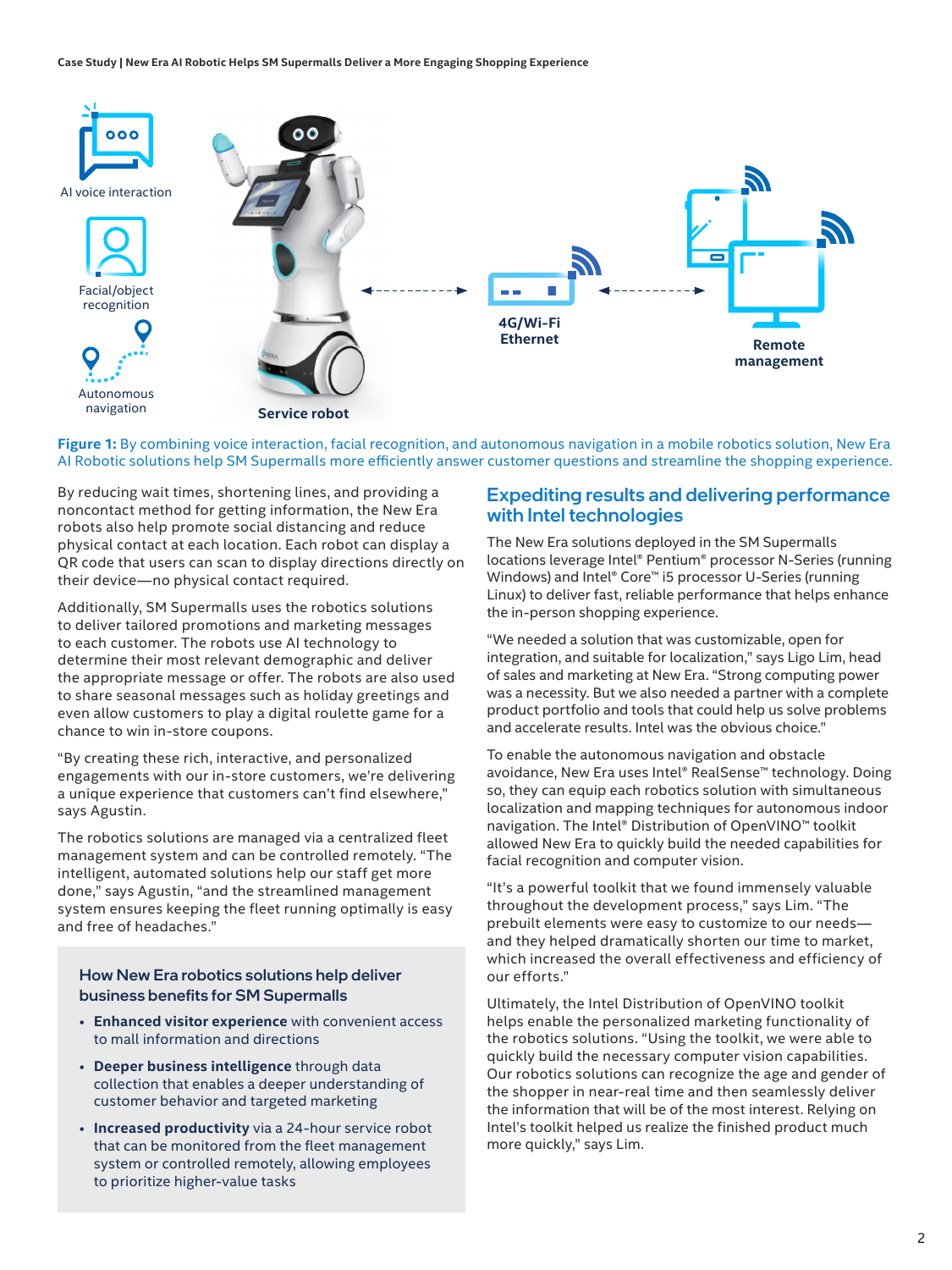AI voice interaction

Facial/object recognition

Autonomous navigation

Service robot

4G/Wi-Fi Ethernet

Remote management

**Figure 1:** By combining voice interaction, facial recognition, and autonomous navigation in a mobile robotics solution, New Era AI Robotic solutions help SM Supermalls more efficiently answer customer questions and streamline the shopping experience.

By reducing wait times, shortening lines, and providing a noncontact method for getting information, the New Era robots also help promote social distancing and reduce physical contact at each location. Each robot can display a QR code that users can scan to display directions directly on their device—no physical contact required.

Additionally, SM Supermalls uses the robotics solutions to deliver tailored promotions and marketing messages to each customer. The robots use AI technology to determine their most relevant demographic and deliver the appropriate message or offer. The robots are also used to share seasonal messages such as holiday greetings and even allow customers to play a digital roulette game for a chance to win in-store coupons.

"By creating these rich, interactive, and personalized engagements with our in-store customers, we're delivering a unique experience that customers can't find elsewhere," says Agustin.

The robotics solutions are managed via a centralized fleet management system and can be controlled remotely. "The intelligent, automated solutions help our staff get more done," says Agustin, "and the streamlined management system ensures keeping the fleet running optimally is easy and free of headaches."

### How New Era robotics solutions help deliver business benefits for SM Supermalls

- **Enhanced visitor experience** with convenient access to mall information and directions
- **Deeper business intelligence** through data collection that enables a deeper understanding of customer behavior and targeted marketing
- **Increased productivity** via a 24-hour service robot that can be monitored from the fleet management system or controlled remotely, allowing employees to prioritize higher-value tasks

## Expediting results and delivering performance with Intel technologies

The New Era solutions deployed in the SM Supermalls locations leverage Intel® Pentium® processor N-Series (running Windows) and Intel® Core™ i5 processor U-Series (running Linux) to deliver fast, reliable performance that helps enhance the in-person shopping experience.

"We needed a solution that was customizable, open for integration, and suitable for localization," says Ligo Lim, head of sales and marketing at New Era. "Strong computing power was a necessity. But we also needed a partner with a complete product portfolio and tools that could help us solve problems and accelerate results. Intel was the obvious choice."

To enable the autonomous navigation and obstacle avoidance, New Era uses Intel® RealSense™ technology. Doing so, they can equip each robotics solution with simultaneous localization and mapping techniques for autonomous indoor navigation. The Intel® Distribution of OpenVINO™ toolkit allowed New Era to quickly build the needed capabilities for facial recognition and computer vision.

"It's a powerful toolkit that we found immensely valuable throughout the development process," says Lim. "The prebuilt elements were easy to customize to our needs—and they helped dramatically shorten our time to market, which increased the overall effectiveness and efficiency of our efforts."

Ultimately, the Intel Distribution of OpenVINO toolkit helps enable the personalized marketing functionality of the robotics solutions. "Using the toolkit, we were able to quickly build the necessary computer vision capabilities. Our robotics solutions can recognize the age and gender of the shopper in near-real time and then seamlessly deliver the information that will be of the most interest. Relying on Intel's toolkit helped us realize the finished product much more quickly," says Lim.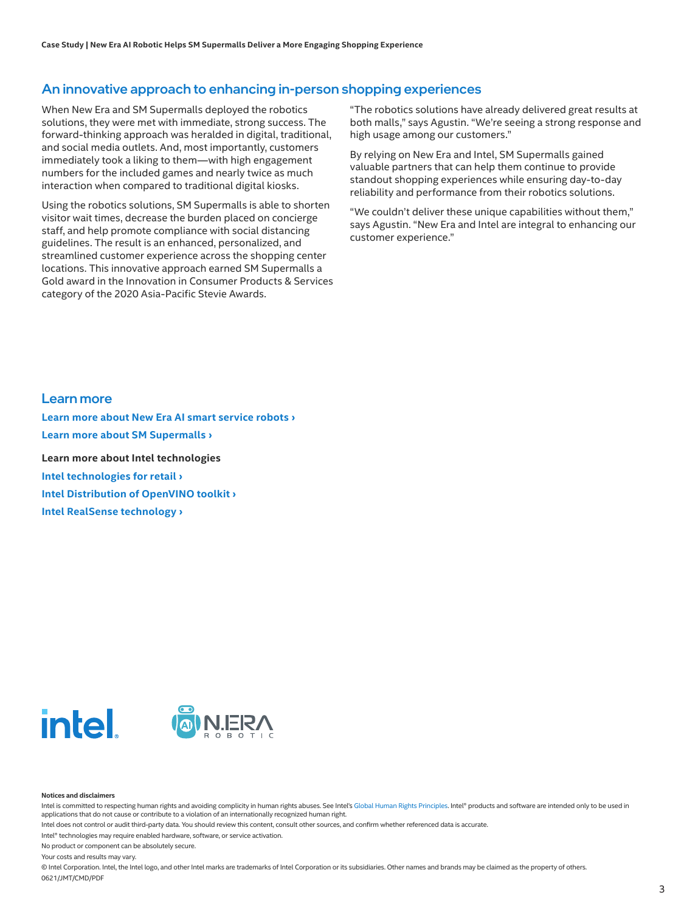## An innovative approach to enhancing in-person shopping experiences

When New Era and SM Supermalls deployed the robotics solutions, they were met with immediate, strong success. The forward-thinking approach was heralded in digital, traditional, and social media outlets. And, most importantly, customers immediately took a liking to them—with high engagement numbers for the included games and nearly twice as much interaction when compared to traditional digital kiosks.

Using the robotics solutions, SM Supermalls is able to shorten visitor wait times, decrease the burden placed on concierge staff, and help promote compliance with social distancing guidelines. The result is an enhanced, personalized, and streamlined customer experience across the shopping center locations. This innovative approach earned SM Supermalls a Gold award in the Innovation in Consumer Products & Services category of the 2020 Asia-Pacific Stevie Awards.

"The robotics solutions have already delivered great results at both malls," says Agustin. "We're seeing a strong response and high usage among our customers."

By relying on New Era and Intel, SM Supermalls gained valuable partners that can help them continue to provide standout shopping experiences while ensuring day-to-day reliability and performance from their robotics solutions.

"We couldn't deliver these unique capabilities without them," says Agustin. "New Era and Intel are integral to enhancing our customer experience."

## Learn more

**Learn more about New Era AI smart service robots ›**

**Learn more about SM Supermalls ›**

**Learn more about Intel technologies**

**Intel technologies for retail ›**

**Intel Distribution of OpenVINO toolkit ›**

**Intel RealSense technology ›**

**Notices and disclaimers**

Intel is committed to respecting human rights and avoiding complicity in human rights abuses. See Intel's Global Human Rights Principles. Intel® products and software are intended only to be used in applications that do not cause or contribute to a violation of an internationally recognized human right.

Intel does not control or audit third-party data. You should review this content, consult other sources, and confirm whether referenced data is accurate.

Intel® technologies may require enabled hardware, software, or service activation.

No product or component can be absolutely secure.

Your costs and results may vary.

© Intel Corporation. Intel, the Intel logo, and other Intel marks are trademarks of Intel Corporation or its subsidiaries. Other names and brands may be claimed as the property of others.

0621/JMT/CMD/PDF